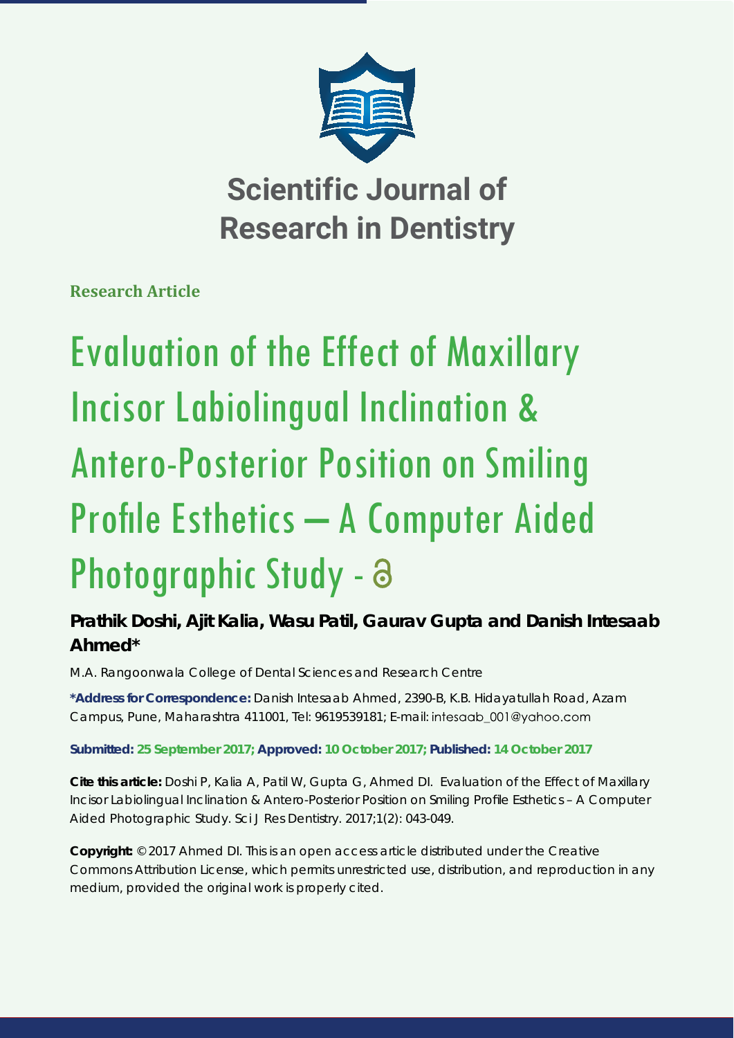# Scientific Journal of Research in Dentistry

**Research Article**

# Evaluation of the Effect of Maxillary Incisor Labiolingual Inclination & Antero-Posterior Position on Smiling Profile Esthetics – A Computer Aided Photographic Study - 

**Prathik Doshi, Ajit Kalia, Wasu Patil, Gaurav Gupta and Danish Intesaab Ahmed***

M.A. Rangoonwala College of Dental Sciences and Research Centre

**\*Address for Correspondence:** Danish Intesaab Ahmed, 2390-B, K.B. Hidayatullah Road, Azam Campus, Pune, Maharashtra 411001, Tel: 9619539181; E-mail: intesaab_001@yahoo.com

**Submitted: 25 September 2017; Approved: 10 October 2017; Published: 14 October 2017**

**Cite this article:** Doshi P, Kalia A, Patil W, Gupta G, Ahmed DI. Evaluation of the Effect of Maxillary Incisor Labiolingual Inclination & Antero-Posterior Position on Smiling Profile Esthetics – A Computer Aided Photographic Study. Sci J Res Dentistry. 2017;1(2): 043-049.

**Copyright:** © 2017 Ahmed DI. This is an open access article distributed under the Creative Commons Attribution License, which permits unrestricted use, distribution, and reproduction in any medium, provided the original work is properly cited.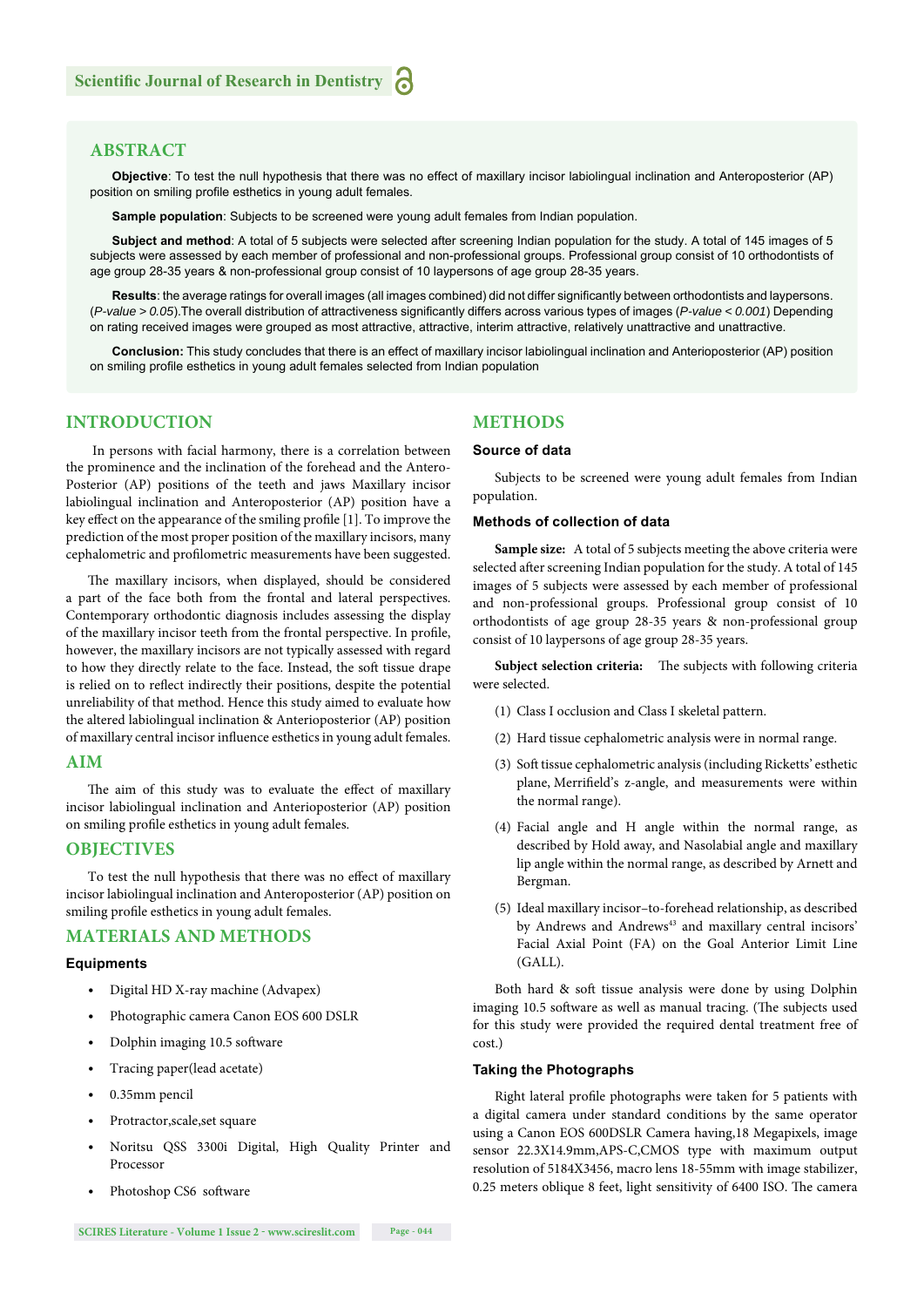## ABSTRACT

**Objective**: To test the null hypothesis that there was no effect of maxillary incisor labiolingual inclination and Anteroposterior (AP) position on smiling profile esthetics in young adult females.

**Sample population**: Subjects to be screened were young adult females from Indian population.

**Subject and method**: A total of 5 subjects were selected after screening Indian population for the study. A total of 145 images of 5 subjects were assessed by each member of professional and non-professional groups. Professional group consist of 10 orthodontists of age group 28-35 years & non-professional group consist of 10 laypersons of age group 28-35 years.

**Results**: the average ratings for overall images (all images combined) did not differ significantly between orthodontists and laypersons. (*P-value > 0.05*).The overall distribution of attractiveness significantly differs across various types of images (*P-value < 0.001*) Depending on rating received images were grouped as most attractive, attractive, interim attractive, relatively unattractive and unattractive.

**Conclusion:** This study concludes that there is an effect of maxillary incisor labiolingual inclination and Anterioposterior (AP) position on smiling profile esthetics in young adult females selected from Indian population

## INTRODUCTION

In persons with facial harmony, there is a correlation between the prominence and the inclination of the forehead and the Antero-Posterior (AP) positions of the teeth and jaws Maxillary incisor labiolingual inclination and Anteroposterior (AP) position have a key effect on the appearance of the smiling profile [1]. To improve the prediction of the most proper position of the maxillary incisors, many cephalometric and profilometric measurements have been suggested.

The maxillary incisors, when displayed, should be considered a part of the face both from the frontal and lateral perspectives. Contemporary orthodontic diagnosis includes assessing the display of the maxillary incisor teeth from the frontal perspective. In profile, however, the maxillary incisors are not typically assessed with regard to how they directly relate to the face. Instead, the soft tissue drape is relied on to reflect indirectly their positions, despite the potential unreliability of that method. Hence this study aimed to evaluate how the altered labiolingual inclination & Anterioposterior (AP) position of maxillary central incisor influence esthetics in young adult females.

## AIM

The aim of this study was to evaluate the effect of maxillary incisor labiolingual inclination and Anterioposterior (AP) position on smiling profile esthetics in young adult females.

## OBJECTIVES

To test the null hypothesis that there was no effect of maxillary incisor labiolingual inclination and Anteroposterior (AP) position on smiling profile esthetics in young adult females.

## MATERIALS AND METHODS

### Equipments

- Digital HD X-ray machine (Advapex)
- Photographic camera Canon EOS 600 DSLR
- Dolphin imaging 10.5 software
- Tracing paper(lead acetate)
- 0.35mm pencil
- Protractor,scale,set square
- Noritsu QSS 3300i Digital, High Quality Printer and Processor
- Photoshop CS6 software

## METHODS

### Source of data

Subjects to be screened were young adult females from Indian population.

### Methods of collection of data

**Sample size:** A total of 5 subjects meeting the above criteria were selected after screening Indian population for the study. A total of 145 images of 5 subjects were assessed by each member of professional and non-professional groups. Professional group consist of 10 orthodontists of age group 28-35 years & non-professional group consist of 10 laypersons of age group 28-35 years.

**Subject selection criteria:** The subjects with following criteria were selected.

(1) Class I occlusion and Class I skeletal pattern.

(2) Hard tissue cephalometric analysis were in normal range.

(3) Soft tissue cephalometric analysis (including Ricketts' esthetic plane, Merrifield's z-angle, and measurements were within the normal range).

(4) Facial angle and H angle within the normal range, as described by Hold away, and Nasolabial angle and maxillary lip angle within the normal range, as described by Arnett and Bergman.

(5) Ideal maxillary incisor–to-forehead relationship, as described by Andrews and Andrews[43] and maxillary central incisors' Facial Axial Point (FA) on the Goal Anterior Limit Line (GALL).

Both hard & soft tissue analysis were done by using Dolphin imaging 10.5 software as well as manual tracing. (The subjects used for this study were provided the required dental treatment free of cost.)

### Taking the Photographs

Right lateral profile photographs were taken for 5 patients with a digital camera under standard conditions by the same operator using a Canon EOS 600DSLR Camera having,18 Megapixels, image sensor 22.3X14.9mm,APS-C,CMOS type with maximum output resolution of 5184X3456, macro lens 18-55mm with image stabilizer, 0.25 meters oblique 8 feet, light sensitivity of 6400 ISO. The camera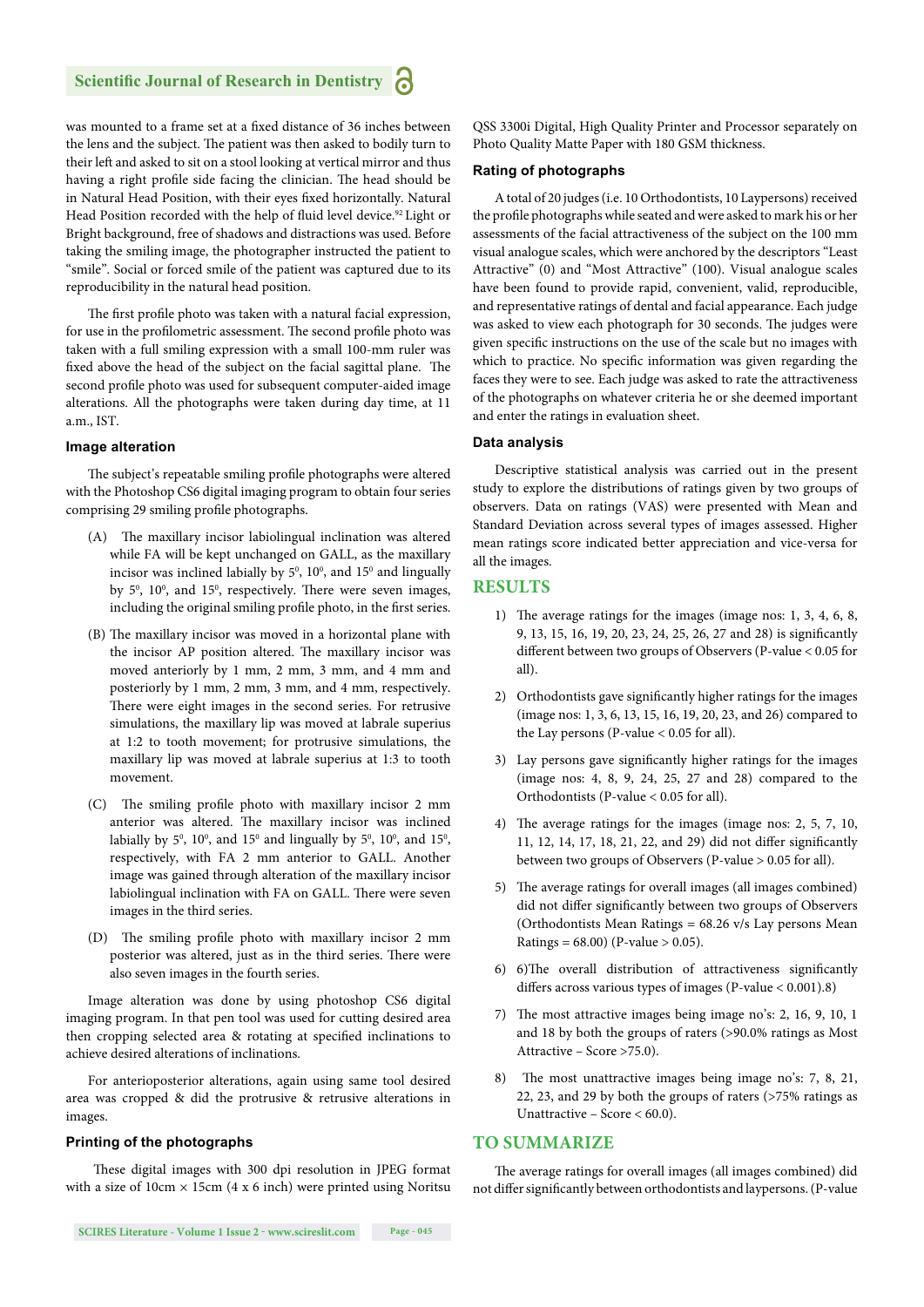was mounted to a frame set at a fixed distance of 36 inches between the lens and the subject. The patient was then asked to bodily turn to their left and asked to sit on a stool looking at vertical mirror and thus having a right profile side facing the clinician. The head should be in Natural Head Position, with their eyes fixed horizontally. Natural Head Position recorded with the help of fluid level device.[92] Light or Bright background, free of shadows and distractions was used. Before taking the smiling image, the photographer instructed the patient to "smile". Social or forced smile of the patient was captured due to its reproducibility in the natural head position.

The first profile photo was taken with a natural facial expression, for use in the profilometric assessment. The second profile photo was taken with a full smiling expression with a small 100-mm ruler was fixed above the head of the subject on the facial sagittal plane. The second profile photo was used for subsequent computer-aided image alterations. All the photographs were taken during day time, at 11 a.m., IST.

### Image alteration

The subject's repeatable smiling profile photographs were altered with the Photoshop CS6 digital imaging program to obtain four series comprising 29 smiling profile photographs.

(A) The maxillary incisor labiolingual inclination was altered while FA will be kept unchanged on GALL, as the maxillary incisor was inclined labially by $5^0$, $10^0$, and $15^0$ and lingually by $5^0$, $10^0$, and $15^0$, respectively. There were seven images, including the original smiling profile photo, in the first series.

(B) The maxillary incisor was moved in a horizontal plane with the incisor AP position altered. The maxillary incisor was moved anteriorly by 1 mm, 2 mm, 3 mm, and 4 mm and posteriorly by 1 mm, 2 mm, 3 mm, and 4 mm, respectively. There were eight images in the second series. For retrusive simulations, the maxillary lip was moved at labrale superius at 1:2 to tooth movement; for protrusive simulations, the maxillary lip was moved at labrale superius at 1:3 to tooth movement.

(C) The smiling profile photo with maxillary incisor 2 mm anterior was altered. The maxillary incisor was inclined labially by $5^0$, $10^0$, and $15^0$ and lingually by $5^0$, $10^0$, and $15^0$, respectively, with FA 2 mm anterior to GALL. Another image was gained through alteration of the maxillary incisor labiolingual inclination with FA on GALL. There were seven images in the third series.

(D) The smiling profile photo with maxillary incisor 2 mm posterior was altered, just as in the third series. There were also seven images in the fourth series.

Image alteration was done by using photoshop CS6 digital imaging program. In that pen tool was used for cutting desired area then cropping selected area & rotating at specified inclinations to achieve desired alterations of inclinations.

For anterioposterior alterations, again using same tool desired area was cropped & did the protrusive & retrusive alterations in images.

### Printing of the photographs

These digital images with 300 dpi resolution in JPEG format with a size of 10cm × 15cm (4 x 6 inch) were printed using Noritsu QSS 3300i Digital, High Quality Printer and Processor separately on Photo Quality Matte Paper with 180 GSM thickness.

### Rating of photographs

A total of 20 judges (i.e. 10 Orthodontists, 10 Laypersons) received the profile photographs while seated and were asked to mark his or her assessments of the facial attractiveness of the subject on the 100 mm visual analogue scales, which were anchored by the descriptors "Least Attractive" (0) and "Most Attractive" (100). Visual analogue scales have been found to provide rapid, convenient, valid, reproducible, and representative ratings of dental and facial appearance. Each judge was asked to view each photograph for 30 seconds. The judges were given specific instructions on the use of the scale but no images with which to practice. No specific information was given regarding the faces they were to see. Each judge was asked to rate the attractiveness of the photographs on whatever criteria he or she deemed important and enter the ratings in evaluation sheet.

### Data analysis

Descriptive statistical analysis was carried out in the present study to explore the distributions of ratings given by two groups of observers. Data on ratings (VAS) were presented with Mean and Standard Deviation across several types of images assessed. Higher mean ratings score indicated better appreciation and vice-versa for all the images.

## RESULTS

1) The average ratings for the images (image nos: 1, 3, 4, 6, 8, 9, 13, 15, 16, 19, 20, 23, 24, 25, 26, 27 and 28) is significantly different between two groups of Observers (P-value < 0.05 for all).
2) Orthodontists gave significantly higher ratings for the images (image nos: 1, 3, 6, 13, 15, 16, 19, 20, 23, and 26) compared to the Lay persons (P-value < 0.05 for all).
3) Lay persons gave significantly higher ratings for the images (image nos: 4, 8, 9, 24, 25, 27 and 28) compared to the Orthodontists (P-value < 0.05 for all).
4) The average ratings for the images (image nos: 2, 5, 7, 10, 11, 12, 14, 17, 18, 21, 22, and 29) did not differ significantly between two groups of Observers (P-value > 0.05 for all).
5) The average ratings for overall images (all images combined) did not differ significantly between two groups of Observers (Orthodontists Mean Ratings = 68.26 v/s Lay persons Mean Ratings = 68.00) (P-value > 0.05).
6) 6)The overall distribution of attractiveness significantly differs across various types of images (P-value < 0.001).8)
7) The most attractive images being image no's: 2, 16, 9, 10, 1 and 18 by both the groups of raters (>90.0% ratings as Most Attractive – Score >75.0).
8) The most unattractive images being image no's: 7, 8, 21, 22, 23, and 29 by both the groups of raters (>75% ratings as Unattractive – Score < 60.0).

## TO SUMMARIZE

The average ratings for overall images (all images combined) did not differ significantly between orthodontists and laypersons. (P-value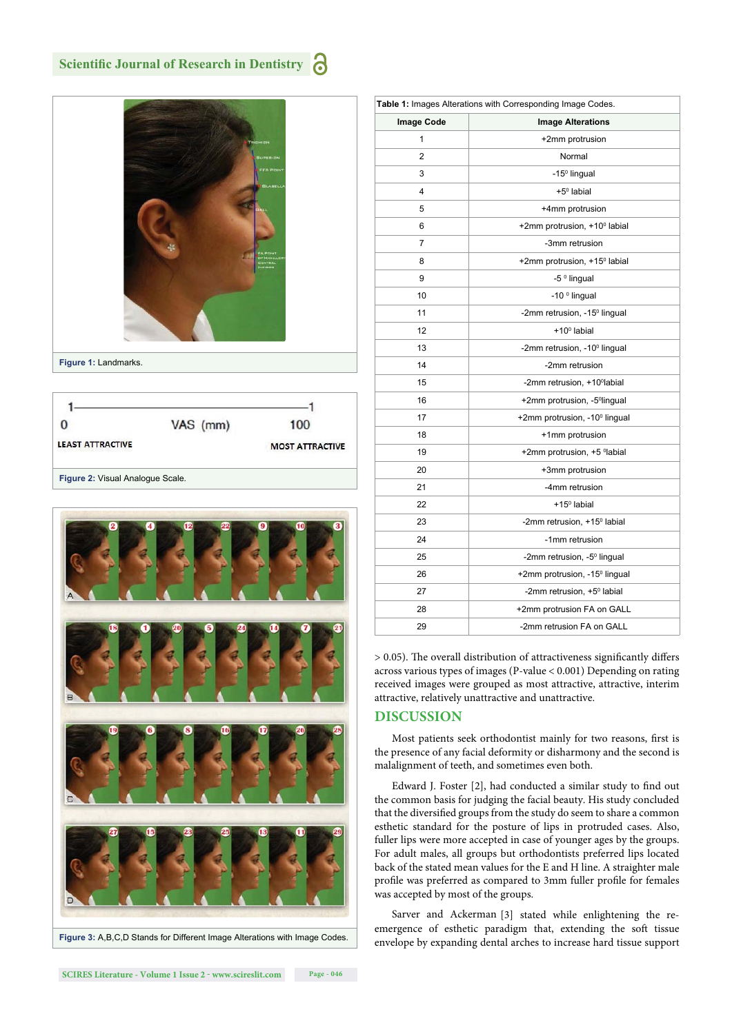Figure 1: Landmarks.

Figure 2: Visual Analogue Scale.

Figure 3: A,B,C,D Stands for Different Image Alterations with Image Codes.

**Table 1:** Images Alterations with Corresponding Image Codes.

| Image Code | Image Alterations |
|---|---|
| 1 | +2mm protrusion |
| 2 | Normal |
| 3 | -15⁰ lingual |
| 4 | +5⁰ labial |
| 5 | +4mm protrusion |
| 6 | +2mm protrusion, +10⁰ labial |
| 7 | -3mm retrusion |
| 8 | +2mm protrusion, +15⁰ labial |
| 9 | -5 ⁰ lingual |
| 10 | -10 ⁰ lingual |
| 11 | -2mm retrusion, -15⁰ lingual |
| 12 | +10⁰ labial |
| 13 | -2mm retrusion, -10⁰ lingual |
| 14 | -2mm retrusion |
| 15 | -2mm retrusion, +10⁰labial |
| 16 | +2mm protrusion, -5⁰lingual |
| 17 | +2mm protrusion, -10⁰ lingual |
| 18 | +1mm protrusion |
| 19 | +2mm protrusion, +5 ⁰labial |
| 20 | +3mm protrusion |
| 21 | -4mm retrusion |
| 22 | +15⁰ labial |
| 23 | -2mm retrusion, +15⁰ labial |
| 24 | -1mm retrusion |
| 25 | -2mm retrusion, -5⁰ lingual |
| 26 | +2mm protrusion, -15⁰ lingual |
| 27 | -2mm retrusion, +5⁰ labial |
| 28 | +2mm protrusion FA on GALL |
| 29 | -2mm retrusion FA on GALL |

> 0.05). The overall distribution of attractiveness significantly differs across various types of images (P-value < 0.001) Depending on rating received images were grouped as most attractive, attractive, interim attractive, relatively unattractive and unattractive.

## DISCUSSION

Most patients seek orthodontist mainly for two reasons, first is the presence of any facial deformity or disharmony and the second is malalignment of teeth, and sometimes even both.

Edward J. Foster [2], had conducted a similar study to find out the common basis for judging the facial beauty. His study concluded that the diversified groups from the study do seem to share a common esthetic standard for the posture of lips in protruded cases. Also, fuller lips were more accepted in case of younger ages by the groups. For adult males, all groups but orthodontists preferred lips located back of the stated mean values for the E and H line. A straighter male profile was preferred as compared to 3mm fuller profile for females was accepted by most of the groups.

Sarver and Ackerman [3] stated while enlightening the re-emergence of esthetic paradigm that, extending the soft tissue envelope by expanding dental arches to increase hard tissue support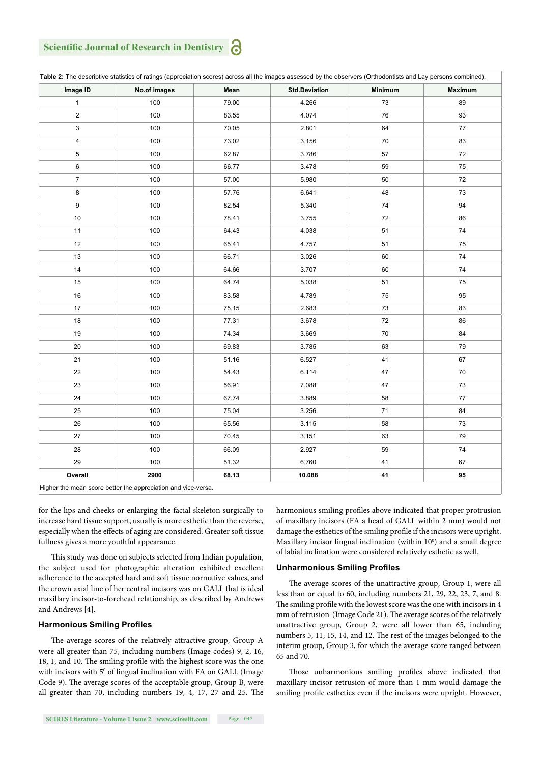**Table 2:** The descriptive statistics of ratings (appreciation scores) across all the images assessed by the observers (Orthodontists and Lay persons combined).

| Image ID | No.of images | Mean | Std.Deviation | Minimum | Maximum |
|---|---|---|---|---|---|
| 1 | 100 | 79.00 | 4.266 | 73 | 89 |
| 2 | 100 | 83.55 | 4.074 | 76 | 93 |
| 3 | 100 | 70.05 | 2.801 | 64 | 77 |
| 4 | 100 | 73.02 | 3.156 | 70 | 83 |
| 5 | 100 | 62.87 | 3.786 | 57 | 72 |
| 6 | 100 | 66.77 | 3.478 | 59 | 75 |
| 7 | 100 | 57.00 | 5.980 | 50 | 72 |
| 8 | 100 | 57.76 | 6.641 | 48 | 73 |
| 9 | 100 | 82.54 | 5.340 | 74 | 94 |
| 10 | 100 | 78.41 | 3.755 | 72 | 86 |
| 11 | 100 | 64.43 | 4.038 | 51 | 74 |
| 12 | 100 | 65.41 | 4.757 | 51 | 75 |
| 13 | 100 | 66.71 | 3.026 | 60 | 74 |
| 14 | 100 | 64.66 | 3.707 | 60 | 74 |
| 15 | 100 | 64.74 | 5.038 | 51 | 75 |
| 16 | 100 | 83.58 | 4.789 | 75 | 95 |
| 17 | 100 | 75.15 | 2.683 | 73 | 83 |
| 18 | 100 | 77.31 | 3.678 | 72 | 86 |
| 19 | 100 | 74.34 | 3.669 | 70 | 84 |
| 20 | 100 | 69.83 | 3.785 | 63 | 79 |
| 21 | 100 | 51.16 | 6.527 | 41 | 67 |
| 22 | 100 | 54.43 | 6.114 | 47 | 70 |
| 23 | 100 | 56.91 | 7.088 | 47 | 73 |
| 24 | 100 | 67.74 | 3.889 | 58 | 77 |
| 25 | 100 | 75.04 | 3.256 | 71 | 84 |
| 26 | 100 | 65.56 | 3.115 | 58 | 73 |
| 27 | 100 | 70.45 | 3.151 | 63 | 79 |
| 28 | 100 | 66.09 | 2.927 | 59 | 74 |
| 29 | 100 | 51.32 | 6.760 | 41 | 67 |
| **Overall** | **2900** | **68.13** | **10.088** | **41** | **95** |

Higher the mean score better the appreciation and vice-versa.

for the lips and cheeks or enlarging the facial skeleton surgically to increase hard tissue support, usually is more esthetic than the reverse, especially when the effects of aging are considered. Greater soft tissue fullness gives a more youthful appearance.

This study was done on subjects selected from Indian population, the subject used for photographic alteration exhibited excellent adherence to the accepted hard and soft tissue normative values, and the crown axial line of her central incisors was on GALL that is ideal maxillary incisor-to-forehead relationship, as described by Andrews and Andrews [4].

### Harmonious Smiling Profiles

The average scores of the relatively attractive group, Group A were all greater than 75, including numbers (Image codes) 9, 2, 16, 18, 1, and 10. The smiling profile with the highest score was the one with incisors with $5^0$ of lingual inclination with FA on GALL (Image Code 9). The average scores of the acceptable group, Group B, were all greater than 70, including numbers 19, 4, 17, 27 and 25. The harmonious smiling profiles above indicated that proper protrusion of maxillary incisors (FA a head of GALL within 2 mm) would not damage the esthetics of the smiling profile if the incisors were upright. Maxillary incisor lingual inclination (within $10^0$) and a small degree of labial inclination were considered relatively esthetic as well.

### Unharmonious Smiling Profiles

The average scores of the unattractive group, Group 1, were all less than or equal to 60, including numbers 21, 29, 22, 23, 7, and 8. The smiling profile with the lowest score was the one with incisors in 4 mm of retrusion (Image Code 21). The average scores of the relatively unattractive group, Group 2, were all lower than 65, including numbers 5, 11, 15, 14, and 12. The rest of the images belonged to the interim group, Group 3, for which the average score ranged between 65 and 70.

Those unharmonious smiling profiles above indicated that maxillary incisor retrusion of more than 1 mm would damage the smiling profile esthetics even if the incisors were upright. However,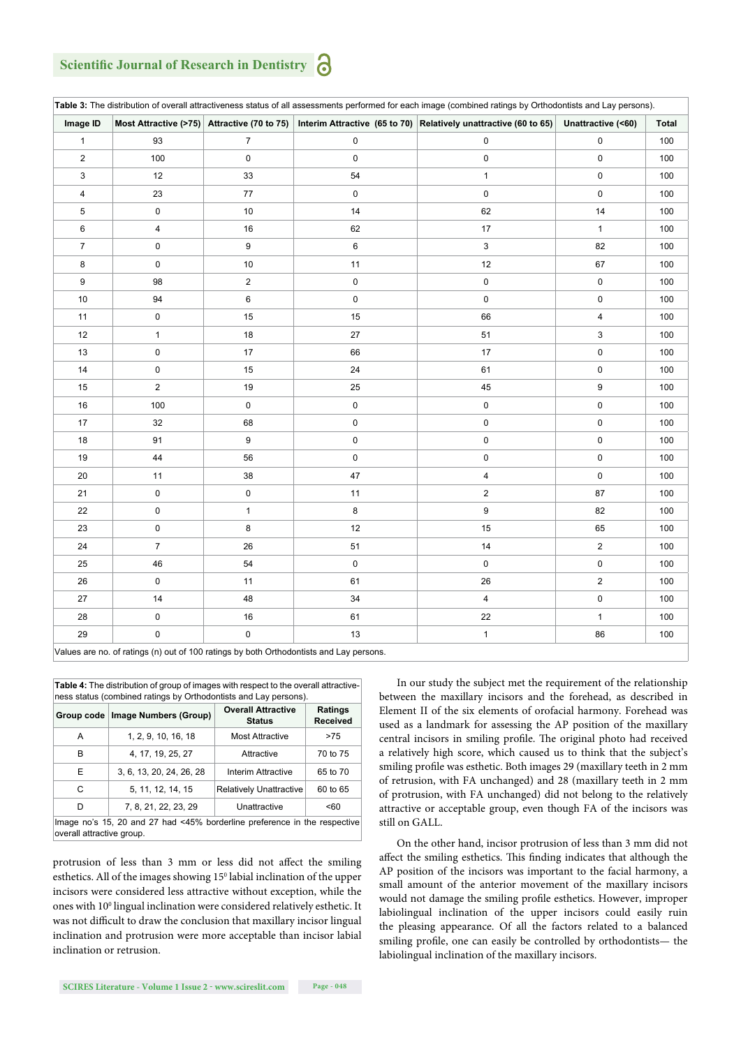**Table 3:** The distribution of overall attractiveness status of all assessments performed for each image (combined ratings by Orthodontists and Lay persons).

| Image ID | Most Attractive (>75) | Attractive (70 to 75) | Interim Attractive (65 to 70) | Relatively unattractive (60 to 65) | Unattractive (<60) | Total |
|---|---|---|---|---|---|---|
| 1 | 93 | 7 | 0 | 0 | 0 | 100 |
| 2 | 100 | 0 | 0 | 0 | 0 | 100 |
| 3 | 12 | 33 | 54 | 1 | 0 | 100 |
| 4 | 23 | 77 | 0 | 0 | 0 | 100 |
| 5 | 0 | 10 | 14 | 62 | 14 | 100 |
| 6 | 4 | 16 | 62 | 17 | 1 | 100 |
| 7 | 0 | 9 | 6 | 3 | 82 | 100 |
| 8 | 0 | 10 | 11 | 12 | 67 | 100 |
| 9 | 98 | 2 | 0 | 0 | 0 | 100 |
| 10 | 94 | 6 | 0 | 0 | 0 | 100 |
| 11 | 0 | 15 | 15 | 66 | 4 | 100 |
| 12 | 1 | 18 | 27 | 51 | 3 | 100 |
| 13 | 0 | 17 | 66 | 17 | 0 | 100 |
| 14 | 0 | 15 | 24 | 61 | 0 | 100 |
| 15 | 2 | 19 | 25 | 45 | 9 | 100 |
| 16 | 100 | 0 | 0 | 0 | 0 | 100 |
| 17 | 32 | 68 | 0 | 0 | 0 | 100 |
| 18 | 91 | 9 | 0 | 0 | 0 | 100 |
| 19 | 44 | 56 | 0 | 0 | 0 | 100 |
| 20 | 11 | 38 | 47 | 4 | 0 | 100 |
| 21 | 0 | 0 | 11 | 2 | 87 | 100 |
| 22 | 0 | 1 | 8 | 9 | 82 | 100 |
| 23 | 0 | 8 | 12 | 15 | 65 | 100 |
| 24 | 7 | 26 | 51 | 14 | 2 | 100 |
| 25 | 46 | 54 | 0 | 0 | 0 | 100 |
| 26 | 0 | 11 | 61 | 26 | 2 | 100 |
| 27 | 14 | 48 | 34 | 4 | 0 | 100 |
| 28 | 0 | 16 | 61 | 22 | 1 | 100 |
| 29 | 0 | 0 | 13 | 1 | 86 | 100 |

Values are no. of ratings (n) out of 100 ratings by both Orthodontists and Lay persons.

**Table 4:** The distribution of group of images with respect to the overall attractiveness status (combined ratings by Orthodontists and Lay persons).

| Group code | Image Numbers (Group) | Overall Attractive Status | Ratings Received |
|---|---|---|---|
| A | 1, 2, 9, 10, 16, 18 | Most Attractive | >75 |
| B | 4, 17, 19, 25, 27 | Attractive | 70 to 75 |
| E | 3, 6, 13, 20, 24, 26, 28 | Interim Attractive | 65 to 70 |
| C | 5, 11, 12, 14, 15 | Relatively Unattractive | 60 to 65 |
| D | 7, 8, 21, 22, 23, 29 | Unattractive | <60 |

Image no's 15, 20 and 27 had <45% borderline preference in the respective overall attractive group.

protrusion of less than 3 mm or less did not affect the smiling esthetics. All of the images showing $15^0$ labial inclination of the upper incisors were considered less attractive without exception, while the ones with $10^0$ lingual inclination were considered relatively esthetic. It was not difficult to draw the conclusion that maxillary incisor lingual inclination and protrusion were more acceptable than incisor labial inclination or retrusion.

In our study the subject met the requirement of the relationship between the maxillary incisors and the forehead, as described in Element II of the six elements of orofacial harmony. Forehead was used as a landmark for assessing the AP position of the maxillary central incisors in smiling profile. The original photo had received a relatively high score, which caused us to think that the subject's smiling profile was esthetic. Both images 29 (maxillary teeth in 2 mm of retrusion, with FA unchanged) and 28 (maxillary teeth in 2 mm of protrusion, with FA unchanged) did not belong to the relatively attractive or acceptable group, even though FA of the incisors was still on GALL.

On the other hand, incisor protrusion of less than 3 mm did not affect the smiling esthetics. This finding indicates that although the AP position of the incisors was important to the facial harmony, a small amount of the anterior movement of the maxillary incisors would not damage the smiling profile esthetics. However, improper labiolingual inclination of the upper incisors could easily ruin the pleasing appearance. Of all the factors related to a balanced smiling profile, one can easily be controlled by orthodontists— the labiolingual inclination of the maxillary incisors.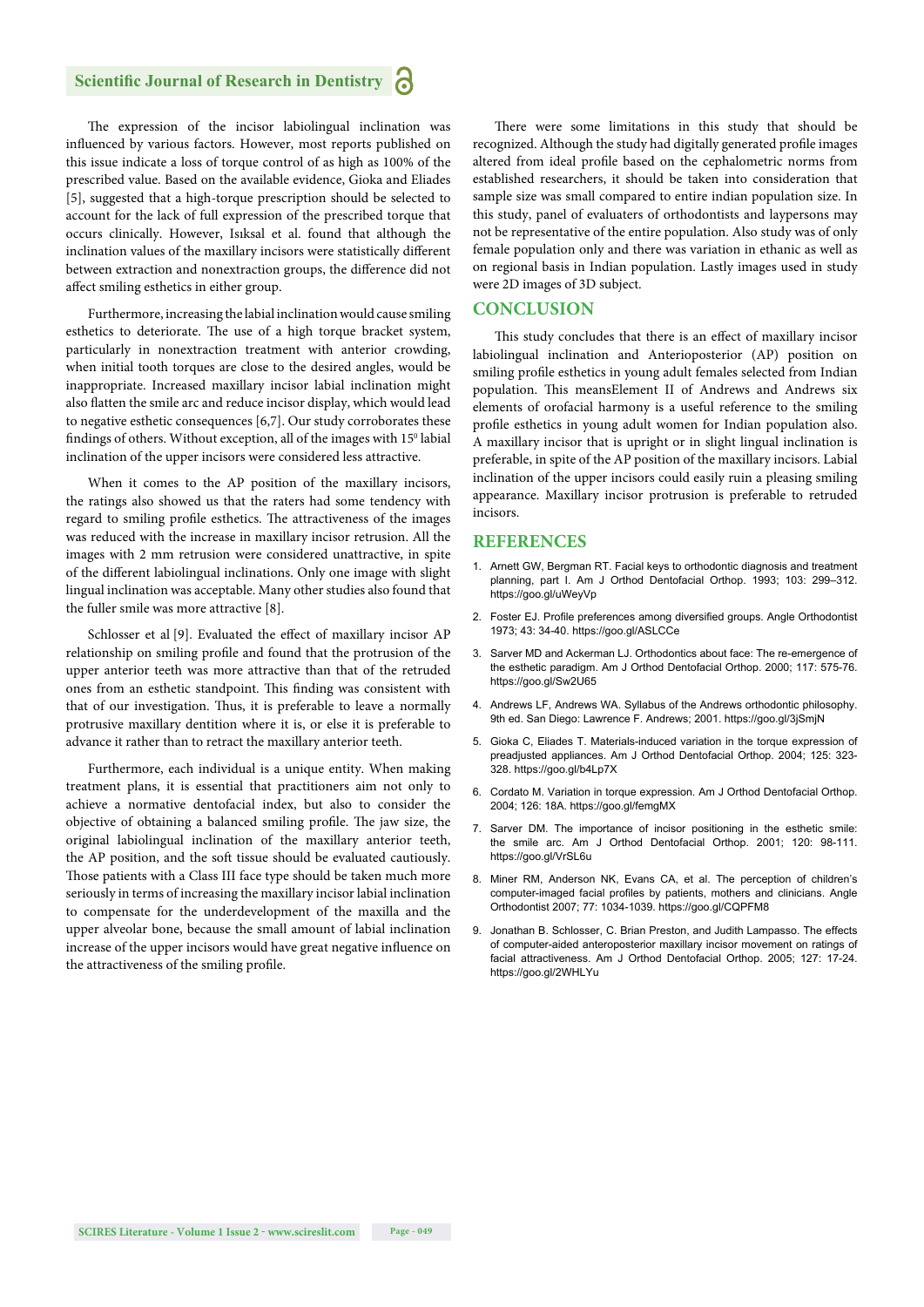The expression of the incisor labiolingual inclination was influenced by various factors. However, most reports published on this issue indicate a loss of torque control of as high as 100% of the prescribed value. Based on the available evidence, Gioka and Eliades [5], suggested that a high-torque prescription should be selected to account for the lack of full expression of the prescribed torque that occurs clinically. However, Isıksal et al. found that although the inclination values of the maxillary incisors were statistically different between extraction and nonextraction groups, the difference did not affect smiling esthetics in either group.

Furthermore, increasing the labial inclination would cause smiling esthetics to deteriorate. The use of a high torque bracket system, particularly in nonextraction treatment with anterior crowding, when initial tooth torques are close to the desired angles, would be inappropriate. Increased maxillary incisor labial inclination might also flatten the smile arc and reduce incisor display, which would lead to negative esthetic consequences [6,7]. Our study corroborates these findings of others. Without exception, all of the images with $15^0$ labial inclination of the upper incisors were considered less attractive.

When it comes to the AP position of the maxillary incisors, the ratings also showed us that the raters had some tendency with regard to smiling profile esthetics. The attractiveness of the images was reduced with the increase in maxillary incisor retrusion. All the images with 2 mm retrusion were considered unattractive, in spite of the different labiolingual inclinations. Only one image with slight lingual inclination was acceptable. Many other studies also found that the fuller smile was more attractive [8].

Schlosser et al [9]. Evaluated the effect of maxillary incisor AP relationship on smiling profile and found that the protrusion of the upper anterior teeth was more attractive than that of the retruded ones from an esthetic standpoint. This finding was consistent with that of our investigation. Thus, it is preferable to leave a normally protrusive maxillary dentition where it is, or else it is preferable to advance it rather than to retract the maxillary anterior teeth.

Furthermore, each individual is a unique entity. When making treatment plans, it is essential that practitioners aim not only to achieve a normative dentofacial index, but also to consider the objective of obtaining a balanced smiling profile. The jaw size, the original labiolingual inclination of the maxillary anterior teeth, the AP position, and the soft tissue should be evaluated cautiously. Those patients with a Class III face type should be taken much more seriously in terms of increasing the maxillary incisor labial inclination to compensate for the underdevelopment of the maxilla and the upper alveolar bone, because the small amount of labial inclination increase of the upper incisors would have great negative influence on the attractiveness of the smiling profile.

There were some limitations in this study that should be recognized. Although the study had digitally generated profile images altered from ideal profile based on the cephalometric norms from established researchers, it should be taken into consideration that sample size was small compared to entire indian population size. In this study, panel of evaluaters of orthodontists and laypersons may not be representative of the entire population. Also study was of only female population only and there was variation in ethanic as well as on regional basis in Indian population. Lastly images used in study were 2D images of 3D subject.

## CONCLUSION

This study concludes that there is an effect of maxillary incisor labiolingual inclination and Anterioposterior (AP) position on smiling profile esthetics in young adult females selected from Indian population. This meansElement II of Andrews and Andrews six elements of orofacial harmony is a useful reference to the smiling profile esthetics in young adult women for Indian population also. A maxillary incisor that is upright or in slight lingual inclination is preferable, in spite of the AP position of the maxillary incisors. Labial inclination of the upper incisors could easily ruin a pleasing smiling appearance. Maxillary incisor protrusion is preferable to retruded incisors.

## REFERENCES

1. Arnett GW, Bergman RT. Facial keys to orthodontic diagnosis and treatment planning, part I. Am J Orthod Dentofacial Orthop. 1993; 103: 299–312. https://goo.gl/uWeyVp
2. Foster EJ. Profile preferences among diversified groups. Angle Orthodontist 1973; 43: 34-40. https://goo.gl/ASLCCe
3. Sarver MD and Ackerman LJ. Orthodontics about face: The re-emergence of the esthetic paradigm. Am J Orthod Dentofacial Orthop. 2000; 117: 575-76. https://goo.gl/Sw2U65
4. Andrews LF, Andrews WA. Syllabus of the Andrews orthodontic philosophy. 9th ed. San Diego: Lawrence F. Andrews; 2001. https://goo.gl/3jSmjN
5. Gioka C, Eliades T. Materials-induced variation in the torque expression of preadjusted appliances. Am J Orthod Dentofacial Orthop. 2004; 125: 323-328. https://goo.gl/b4Lp7X
6. Cordato M. Variation in torque expression. Am J Orthod Dentofacial Orthop. 2004; 126: 18A. https://goo.gl/femgMX
7. Sarver DM. The importance of incisor positioning in the esthetic smile: the smile arc. Am J Orthod Dentofacial Orthop. 2001; 120: 98-111. https://goo.gl/VrSL6u
8. Miner RM, Anderson NK, Evans CA, et al. The perception of children's computer-imaged facial profiles by patients, mothers and clinicians. Angle Orthodontist 2007; 77: 1034-1039. https://goo.gl/CQPFM8
9. Jonathan B. Schlosser, C. Brian Preston, and Judith Lampasso. The effects of computer-aided anteroposterior maxillary incisor movement on ratings of facial attractiveness. Am J Orthod Dentofacial Orthop. 2005; 127: 17-24. https://goo.gl/2WHLYu